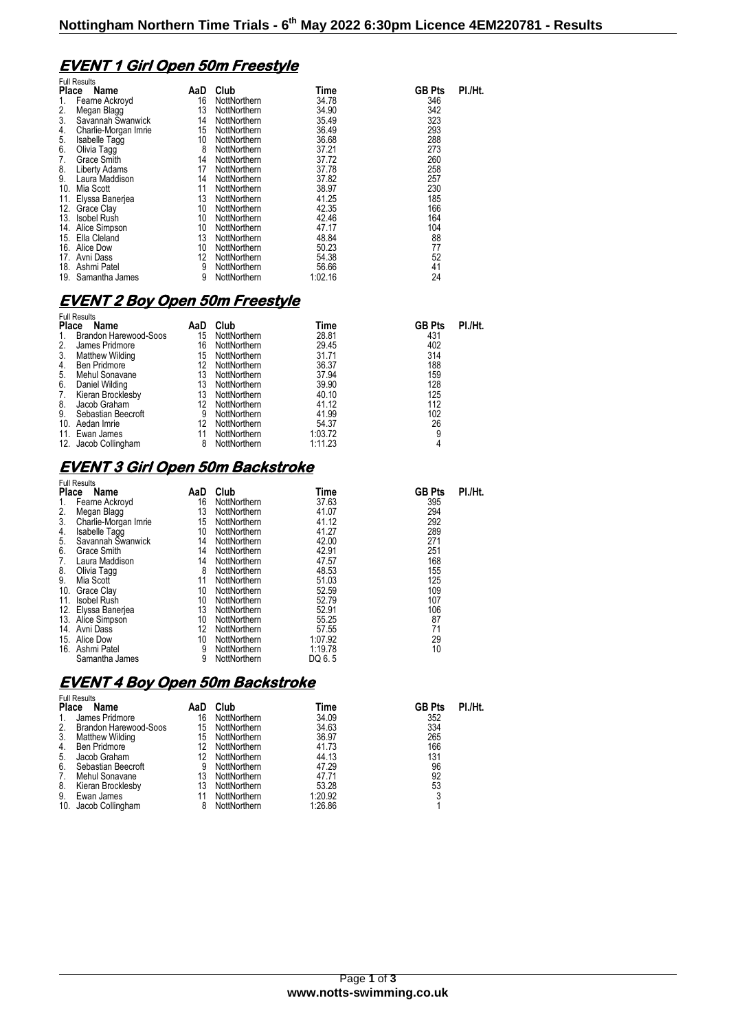# Nottingham Northern Time Trials - 6th May 2022 6:30pm Licence 4EM220781 - Results

## EVENT 1 Girl Open 50m Freestyle

Full Results

| Place | Name | AaD | Club | Time | GB Pts | Pl./Ht. |
|---|---|---|---|---|---|---|
| 1. | Fearne Ackroyd | 16 | NottNorthern | 34.78 | 346 | |
| 2. | Megan Blagg | 13 | NottNorthern | 34.90 | 342 | |
| 3. | Savannah Swanwick | 14 | NottNorthern | 35.49 | 323 | |
| 4. | Charlie-Morgan Imrie | 15 | NottNorthern | 36.49 | 293 | |
| 5. | Isabelle Tagg | 10 | NottNorthern | 36.68 | 288 | |
| 6. | Olivia Tagg | 8 | NottNorthern | 37.21 | 273 | |
| 7. | Grace Smith | 14 | NottNorthern | 37.72 | 260 | |
| 8. | Liberty Adams | 17 | NottNorthern | 37.78 | 258 | |
| 9. | Laura Maddison | 14 | NottNorthern | 37.82 | 257 | |
| 10. | Mia Scott | 11 | NottNorthern | 38.97 | 230 | |
| 11. | Elyssa Banerjea | 13 | NottNorthern | 41.25 | 185 | |
| 12. | Grace Clay | 10 | NottNorthern | 42.35 | 166 | |
| 13. | Isobel Rush | 10 | NottNorthern | 42.46 | 164 | |
| 14. | Alice Simpson | 10 | NottNorthern | 47.17 | 104 | |
| 15. | Ella Cleland | 13 | NottNorthern | 48.84 | 88 | |
| 16. | Alice Dow | 10 | NottNorthern | 50.23 | 77 | |
| 17. | Avni Dass | 12 | NottNorthern | 54.38 | 52 | |
| 18. | Ashmi Patel | 9 | NottNorthern | 56.66 | 41 | |
| 19. | Samantha James | 9 | NottNorthern | 1:02.16 | 24 | |

## EVENT 2 Boy Open 50m Freestyle

Full Results

| Place | Name | AaD | Club | Time | GB Pts | Pl./Ht. |
|---|---|---|---|---|---|---|
| 1. | Brandon Harewood-Soos | 15 | NottNorthern | 28.81 | 431 | |
| 2. | James Pridmore | 16 | NottNorthern | 29.45 | 402 | |
| 3. | Matthew Wilding | 15 | NottNorthern | 31.71 | 314 | |
| 4. | Ben Pridmore | 12 | NottNorthern | 36.37 | 188 | |
| 5. | Mehul Sonavane | 13 | NottNorthern | 37.94 | 159 | |
| 6. | Daniel Wilding | 13 | NottNorthern | 39.90 | 128 | |
| 7. | Kieran Brocklesby | 13 | NottNorthern | 40.10 | 125 | |
| 8. | Jacob Graham | 12 | NottNorthern | 41.12 | 112 | |
| 9. | Sebastian Beecroft | 9 | NottNorthern | 41.99 | 102 | |
| 10. | Aedan Imrie | 12 | NottNorthern | 54.37 | 26 | |
| 11. | Ewan James | 11 | NottNorthern | 1:03.72 | 9 | |
| 12. | Jacob Collingham | 8 | NottNorthern | 1:11.23 | 4 | |

## EVENT 3 Girl Open 50m Backstroke

Full Results

| Place | Name | AaD | Club | Time | GB Pts | Pl./Ht. |
|---|---|---|---|---|---|---|
| 1. | Fearne Ackroyd | 16 | NottNorthern | 37.63 | 395 | |
| 2. | Megan Blagg | 13 | NottNorthern | 41.07 | 294 | |
| 3. | Charlie-Morgan Imrie | 15 | NottNorthern | 41.12 | 292 | |
| 4. | Isabelle Tagg | 10 | NottNorthern | 41.27 | 289 | |
| 5. | Savannah Swanwick | 14 | NottNorthern | 42.00 | 271 | |
| 6. | Grace Smith | 14 | NottNorthern | 42.91 | 251 | |
| 7. | Laura Maddison | 14 | NottNorthern | 47.57 | 168 | |
| 8. | Olivia Tagg | 8 | NottNorthern | 48.53 | 155 | |
| 9. | Mia Scott | 11 | NottNorthern | 51.03 | 125 | |
| 10. | Grace Clay | 10 | NottNorthern | 52.59 | 109 | |
| 11. | Isobel Rush | 10 | NottNorthern | 52.79 | 107 | |
| 12. | Elyssa Banerjea | 13 | NottNorthern | 52.91 | 106 | |
| 13. | Alice Simpson | 10 | NottNorthern | 55.25 | 87 | |
| 14. | Avni Dass | 12 | NottNorthern | 57.55 | 71 | |
| 15. | Alice Dow | 10 | NottNorthern | 1:07.92 | 29 | |
| 16. | Ashmi Patel | 9 | NottNorthern | 1:19.78 | 10 | |
| | Samantha James | 9 | NottNorthern | DQ 6. 5 | | |

## EVENT 4 Boy Open 50m Backstroke

Full Results

| Place | Name | AaD | Club | Time | GB Pts | Pl./Ht. |
|---|---|---|---|---|---|---|
| 1. | James Pridmore | 16 | NottNorthern | 34.09 | 352 | |
| 2. | Brandon Harewood-Soos | 15 | NottNorthern | 34.63 | 334 | |
| 3. | Matthew Wilding | 15 | NottNorthern | 36.97 | 265 | |
| 4. | Ben Pridmore | 12 | NottNorthern | 41.73 | 166 | |
| 5. | Jacob Graham | 12 | NottNorthern | 44.13 | 131 | |
| 6. | Sebastian Beecroft | 9 | NottNorthern | 47.29 | 96 | |
| 7. | Mehul Sonavane | 13 | NottNorthern | 47.71 | 92 | |
| 8. | Kieran Brocklesby | 13 | NottNorthern | 53.28 | 53 | |
| 9. | Ewan James | 11 | NottNorthern | 1:20.92 | 3 | |
| 10. | Jacob Collingham | 8 | NottNorthern | 1:26.86 | 1 | |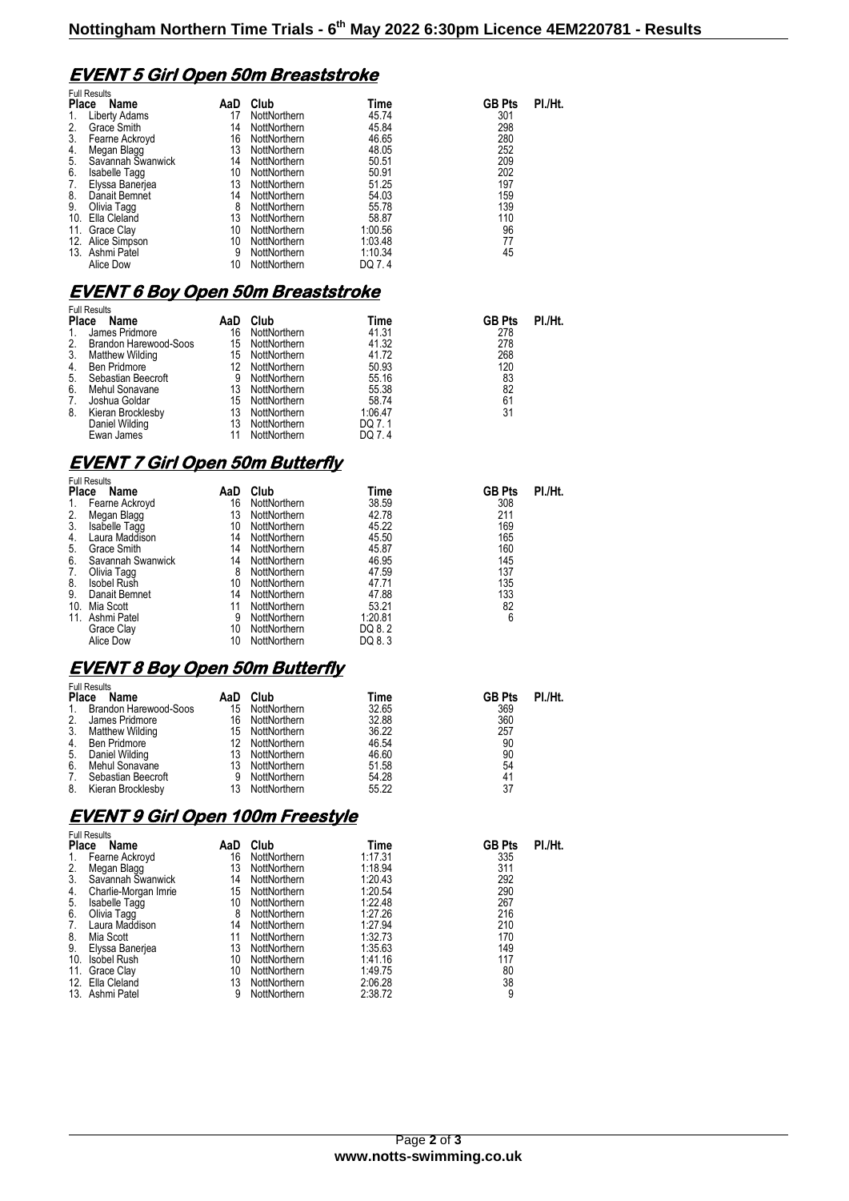## EVENT 5 Girl Open 50m Breaststroke

Full Results

| Place | Name | AaD | Club | Time | GB Pts | Pl./Ht. |
|---|---|---|---|---|---|---|
| 1. | Liberty Adams | 17 | NottNorthern | 45.74 | 301 | |
| 2. | Grace Smith | 14 | NottNorthern | 45.84 | 298 | |
| 3. | Fearne Ackroyd | 16 | NottNorthern | 46.65 | 280 | |
| 4. | Megan Blagg | 13 | NottNorthern | 48.05 | 252 | |
| 5. | Savannah Swanwick | 14 | NottNorthern | 50.51 | 209 | |
| 6. | Isabelle Tagg | 10 | NottNorthern | 50.91 | 202 | |
| 7. | Elyssa Banerjea | 13 | NottNorthern | 51.25 | 197 | |
| 8. | Danait Bemnet | 14 | NottNorthern | 54.03 | 159 | |
| 9. | Olivia Tagg | 8 | NottNorthern | 55.78 | 139 | |
| 10. | Ella Cleland | 13 | NottNorthern | 58.87 | 110 | |
| 11. | Grace Clay | 10 | NottNorthern | 1:00.56 | 96 | |
| 12. | Alice Simpson | 10 | NottNorthern | 1:03.48 | 77 | |
| 13. | Ashmi Patel | 9 | NottNorthern | 1:10.34 | 45 | |
| | Alice Dow | 10 | NottNorthern | DQ 7. 4 | | |

## EVENT 6 Boy Open 50m Breaststroke

Full Results

| Place | Name | AaD | Club | Time | GB Pts | Pl./Ht. |
|---|---|---|---|---|---|---|
| 1. | James Pridmore | 16 | NottNorthern | 41.31 | 278 | |
| 2. | Brandon Harewood-Soos | 15 | NottNorthern | 41.32 | 278 | |
| 3. | Matthew Wilding | 15 | NottNorthern | 41.72 | 268 | |
| 4. | Ben Pridmore | 12 | NottNorthern | 50.93 | 120 | |
| 5. | Sebastian Beecroft | 9 | NottNorthern | 55.16 | 83 | |
| 6. | Mehul Sonavane | 13 | NottNorthern | 55.38 | 82 | |
| 7. | Joshua Goldar | 15 | NottNorthern | 58.74 | 61 | |
| 8. | Kieran Brocklesby | 13 | NottNorthern | 1:06.47 | 31 | |
| | Daniel Wilding | 13 | NottNorthern | DQ 7. 1 | | |
| | Ewan James | 11 | NottNorthern | DQ 7. 4 | | |

## EVENT 7 Girl Open 50m Butterfly

Full Results

| Place | Name | AaD | Club | Time | GB Pts | Pl./Ht. |
|---|---|---|---|---|---|---|
| 1. | Fearne Ackroyd | 16 | NottNorthern | 38.59 | 308 | |
| 2. | Megan Blagg | 13 | NottNorthern | 42.78 | 211 | |
| 3. | Isabelle Tagg | 10 | NottNorthern | 45.22 | 169 | |
| 4. | Laura Maddison | 14 | NottNorthern | 45.50 | 165 | |
| 5. | Grace Smith | 14 | NottNorthern | 45.87 | 160 | |
| 6. | Savannah Swanwick | 14 | NottNorthern | 46.95 | 145 | |
| 7. | Olivia Tagg | 8 | NottNorthern | 47.59 | 137 | |
| 8. | Isobel Rush | 10 | NottNorthern | 47.71 | 135 | |
| 9. | Danait Bemnet | 14 | NottNorthern | 47.88 | 133 | |
| 10. | Mia Scott | 11 | NottNorthern | 53.21 | 82 | |
| 11. | Ashmi Patel | 9 | NottNorthern | 1:20.81 | 6 | |
| | Grace Clay | 10 | NottNorthern | DQ 8. 2 | | |
| | Alice Dow | 10 | NottNorthern | DQ 8. 3 | | |

## EVENT 8 Boy Open 50m Butterfly

Full Results

| Place | Name | AaD | Club | Time | GB Pts | Pl./Ht. |
|---|---|---|---|---|---|---|
| 1. | Brandon Harewood-Soos | 15 | NottNorthern | 32.65 | 369 | |
| 2. | James Pridmore | 16 | NottNorthern | 32.88 | 360 | |
| 3. | Matthew Wilding | 15 | NottNorthern | 36.22 | 257 | |
| 4. | Ben Pridmore | 12 | NottNorthern | 46.54 | 90 | |
| 5. | Daniel Wilding | 13 | NottNorthern | 46.60 | 90 | |
| 6. | Mehul Sonavane | 13 | NottNorthern | 51.58 | 54 | |
| 7. | Sebastian Beecroft | 9 | NottNorthern | 54.28 | 41 | |
| 8. | Kieran Brocklesby | 13 | NottNorthern | 55.22 | 37 | |

## EVENT 9 Girl Open 100m Freestyle

Full Results

| Place | Name | AaD | Club | Time | GB Pts | Pl./Ht. |
|---|---|---|---|---|---|---|
| 1. | Fearne Ackroyd | 16 | NottNorthern | 1:17.31 | 335 | |
| 2. | Megan Blagg | 13 | NottNorthern | 1:18.94 | 311 | |
| 3. | Savannah Swanwick | 14 | NottNorthern | 1:20.43 | 292 | |
| 4. | Charlie-Morgan Imrie | 15 | NottNorthern | 1:20.54 | 290 | |
| 5. | Isabelle Tagg | 10 | NottNorthern | 1:22.48 | 267 | |
| 6. | Olivia Tagg | 8 | NottNorthern | 1:27.26 | 216 | |
| 7. | Laura Maddison | 14 | NottNorthern | 1:27.94 | 210 | |
| 8. | Mia Scott | 11 | NottNorthern | 1:32.73 | 170 | |
| 9. | Elyssa Banerjea | 13 | NottNorthern | 1:35.63 | 149 | |
| 10. | Isobel Rush | 10 | NottNorthern | 1:41.16 | 117 | |
| 11. | Grace Clay | 10 | NottNorthern | 1:49.75 | 80 | |
| 12. | Ella Cleland | 13 | NottNorthern | 2:06.28 | 38 | |
| 13. | Ashmi Patel | 9 | NottNorthern | 2:38.72 | 9 | |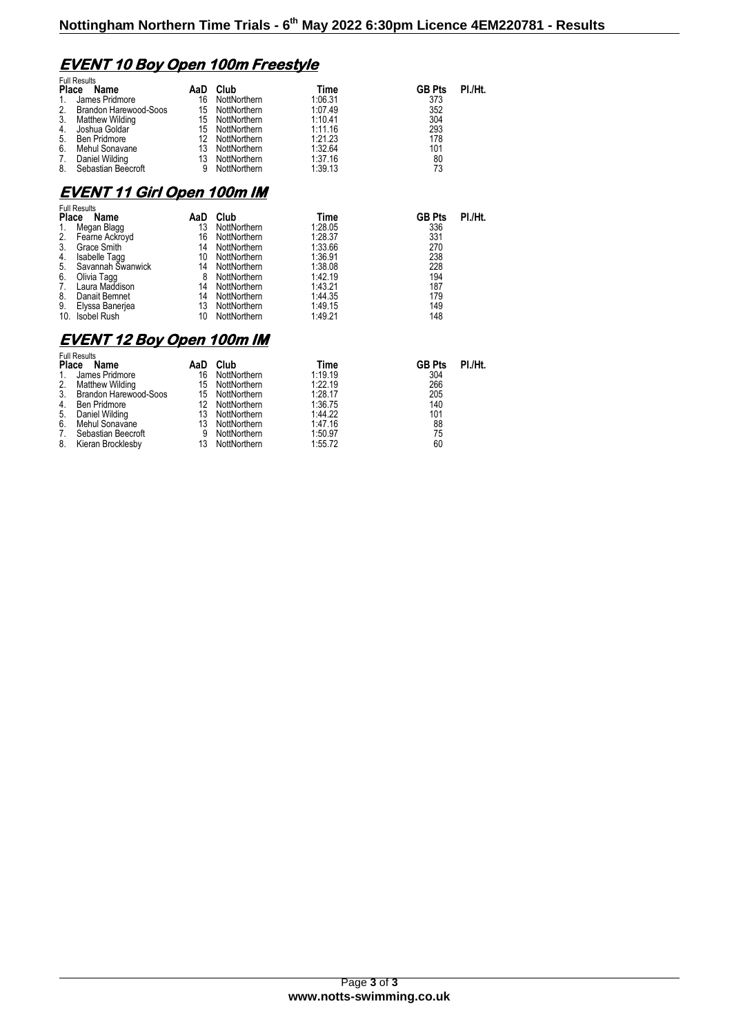## EVENT 10 Boy Open 100m Freestyle

Full Results

| Place | Name | AaD | Club | Time | GB Pts | Pl./Ht. |
|---|---|---|---|---|---|---|
| 1. | James Pridmore | 16 | NottNorthern | 1:06.31 | 373 | |
| 2. | Brandon Harewood-Soos | 15 | NottNorthern | 1:07.49 | 352 | |
| 3. | Matthew Wilding | 15 | NottNorthern | 1:10.41 | 304 | |
| 4. | Joshua Goldar | 15 | NottNorthern | 1:11.16 | 293 | |
| 5. | Ben Pridmore | 12 | NottNorthern | 1:21.23 | 178 | |
| 6. | Mehul Sonavane | 13 | NottNorthern | 1:32.64 | 101 | |
| 7. | Daniel Wilding | 13 | NottNorthern | 1:37.16 | 80 | |
| 8. | Sebastian Beecroft | 9 | NottNorthern | 1:39.13 | 73 | |

## EVENT 11 Girl Open 100m IM

Full Results

| Place | Name | AaD | Club | Time | GB Pts | Pl./Ht. |
|---|---|---|---|---|---|---|
| 1. | Megan Blagg | 13 | NottNorthern | 1:28.05 | 336 | |
| 2. | Fearne Ackroyd | 16 | NottNorthern | 1:28.37 | 331 | |
| 3. | Grace Smith | 14 | NottNorthern | 1:33.66 | 270 | |
| 4. | Isabelle Tagg | 10 | NottNorthern | 1:36.91 | 238 | |
| 5. | Savannah Swanwick | 14 | NottNorthern | 1:38.08 | 228 | |
| 6. | Olivia Tagg | 8 | NottNorthern | 1:42.19 | 194 | |
| 7. | Laura Maddison | 14 | NottNorthern | 1:43.21 | 187 | |
| 8. | Danait Bemnet | 14 | NottNorthern | 1:44.35 | 179 | |
| 9. | Elyssa Banerjea | 13 | NottNorthern | 1:49.15 | 149 | |
| 10. | Isobel Rush | 10 | NottNorthern | 1:49.21 | 148 | |

## EVENT 12 Boy Open 100m IM

Full Results

| Place | Name | AaD | Club | Time | GB Pts | Pl./Ht. |
|---|---|---|---|---|---|---|
| 1. | James Pridmore | 16 | NottNorthern | 1:19.19 | 304 | |
| 2. | Matthew Wilding | 15 | NottNorthern | 1:22.19 | 266 | |
| 3. | Brandon Harewood-Soos | 15 | NottNorthern | 1:28.17 | 205 | |
| 4. | Ben Pridmore | 12 | NottNorthern | 1:36.75 | 140 | |
| 5. | Daniel Wilding | 13 | NottNorthern | 1:44.22 | 101 | |
| 6. | Mehul Sonavane | 13 | NottNorthern | 1:47.16 | 88 | |
| 7. | Sebastian Beecroft | 9 | NottNorthern | 1:50.97 | 75 | |
| 8. | Kieran Brocklesby | 13 | NottNorthern | 1:55.72 | 60 | |